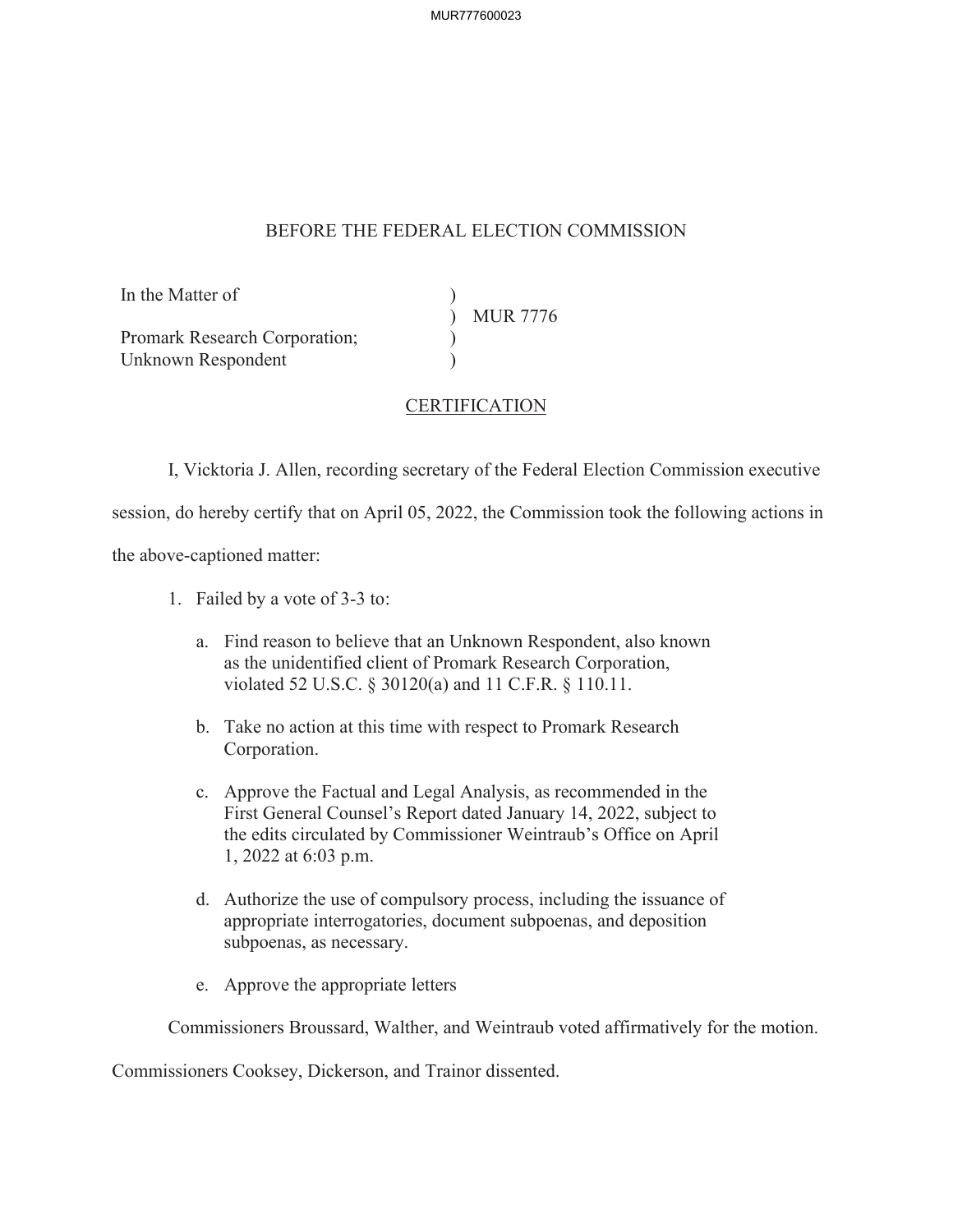BEFORE THE FEDERAL ELECTION COMMISSION

| | | |
|---|---|---|
| In the Matter of | ) | |
| | ) | MUR 7776 |
| Promark Research Corporation; | ) | |
| Unknown Respondent | ) | |

CERTIFICATION

I, Vicktoria J. Allen, recording secretary of the Federal Election Commission executive session, do hereby certify that on April 05, 2022, the Commission took the following actions in the above-captioned matter:

1. Failed by a vote of 3-3 to:

   a. Find reason to believe that an Unknown Respondent, also known as the unidentified client of Promark Research Corporation, violated 52 U.S.C. § 30120(a) and 11 C.F.R. § 110.11.

   b. Take no action at this time with respect to Promark Research Corporation.

   c. Approve the Factual and Legal Analysis, as recommended in the First General Counsel's Report dated January 14, 2022, subject to the edits circulated by Commissioner Weintraub's Office on April 1, 2022 at 6:03 p.m.

   d. Authorize the use of compulsory process, including the issuance of appropriate interrogatories, document subpoenas, and deposition subpoenas, as necessary.

   e. Approve the appropriate letters

Commissioners Broussard, Walther, and Weintraub voted affirmatively for the motion. Commissioners Cooksey, Dickerson, and Trainor dissented.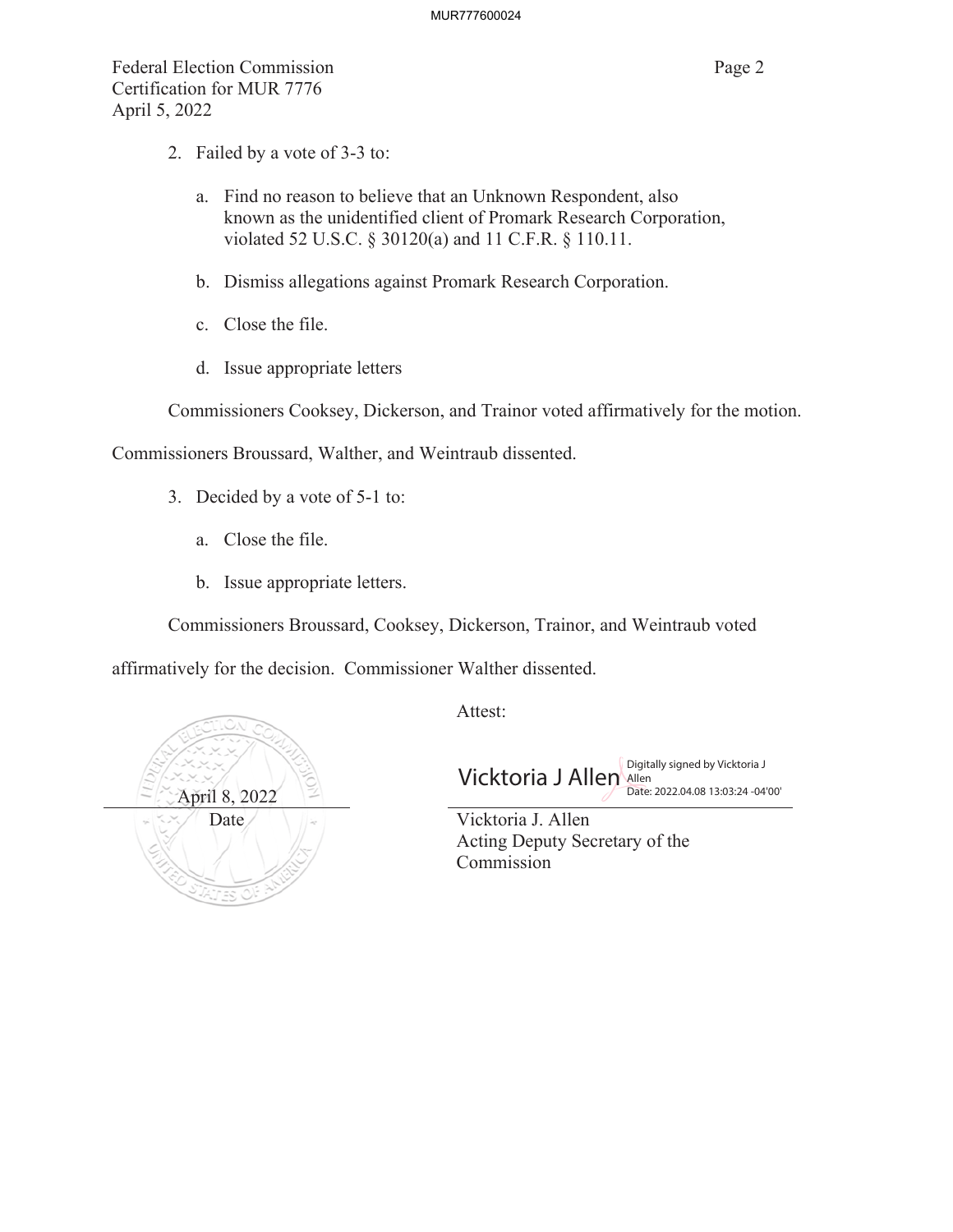Federal Election Commission
Certification for MUR 7776
April 5, 2022

2. Failed by a vote of 3-3 to:

   a. Find no reason to believe that an Unknown Respondent, also known as the unidentified client of Promark Research Corporation, violated 52 U.S.C. § 30120(a) and 11 C.F.R. § 110.11.

   b. Dismiss allegations against Promark Research Corporation.

   c. Close the file.

   d. Issue appropriate letters

   Commissioners Cooksey, Dickerson, and Trainor voted affirmatively for the motion. Commissioners Broussard, Walther, and Weintraub dissented.

3. Decided by a vote of 5-1 to:

   a. Close the file.

   b. Issue appropriate letters.

   Commissioners Broussard, Cooksey, Dickerson, Trainor, and Weintraub voted affirmatively for the decision. Commissioner Walther dissented.

Attest:

April 8, 2022
Date

Vicktoria J Allen
Digitally signed by Vicktoria J Allen
Date: 2022.04.08 13:03:24 -04'00'

Vicktoria J. Allen
Acting Deputy Secretary of the Commission